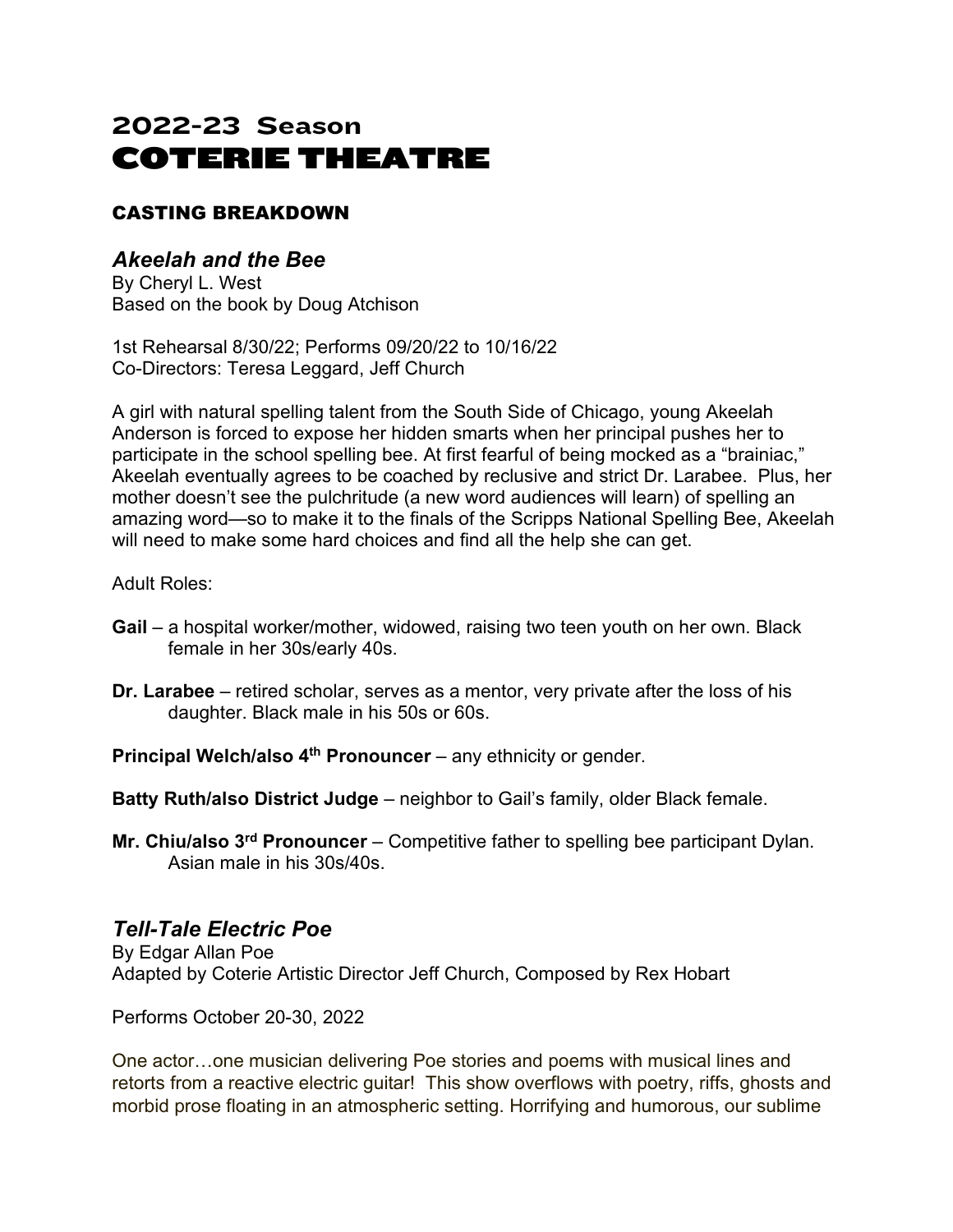# 2022-23 Season
# COTERIE THEATRE

### CASTING BREAKDOWN

## *Akeelah and the Bee*

By Cheryl L. West
Based on the book by Doug Atchison

1st Rehearsal 8/30/22; Performs 09/20/22 to 10/16/22
Co-Directors: Teresa Leggard, Jeff Church

A girl with natural spelling talent from the South Side of Chicago, young Akeelah Anderson is forced to expose her hidden smarts when her principal pushes her to participate in the school spelling bee. At first fearful of being mocked as a "brainiac," Akeelah eventually agrees to be coached by reclusive and strict Dr. Larabee. Plus, her mother doesn't see the pulchritude (a new word audiences will learn) of spelling an amazing word—so to make it to the finals of the Scripps National Spelling Bee, Akeelah will need to make some hard choices and find all the help she can get.

Adult Roles:

**Gail** – a hospital worker/mother, widowed, raising two teen youth on her own. Black female in her 30s/early 40s.

**Dr. Larabee** – retired scholar, serves as a mentor, very private after the loss of his daughter. Black male in his 50s or 60s.

**Principal Welch/also 4th Pronouncer** – any ethnicity or gender.

**Batty Ruth/also District Judge** – neighbor to Gail's family, older Black female.

**Mr. Chiu/also 3rd Pronouncer** – Competitive father to spelling bee participant Dylan. Asian male in his 30s/40s.

## *Tell-Tale Electric Poe*

By Edgar Allan Poe
Adapted by Coterie Artistic Director Jeff Church, Composed by Rex Hobart

Performs October 20-30, 2022

One actor…one musician delivering Poe stories and poems with musical lines and retorts from a reactive electric guitar! This show overflows with poetry, riffs, ghosts and morbid prose floating in an atmospheric setting. Horrifying and humorous, our sublime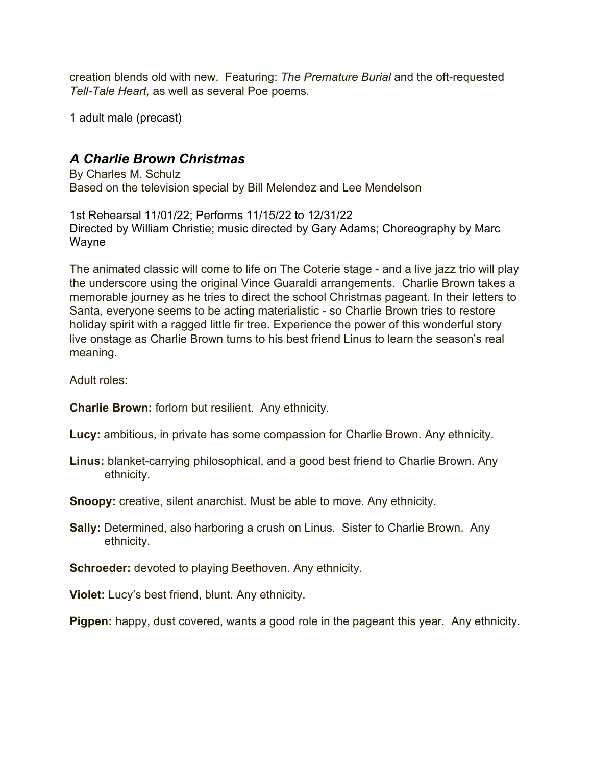creation blends old with new. Featuring: *The Premature Burial* and the oft-requested *Tell-Tale Heart,* as well as several Poe poems.

1 adult male (precast)

## *A Charlie Brown Christmas*

By Charles M. Schulz
Based on the television special by Bill Melendez and Lee Mendelson

1st Rehearsal 11/01/22; Performs 11/15/22 to 12/31/22
Directed by William Christie; music directed by Gary Adams; Choreography by Marc Wayne

The animated classic will come to life on The Coterie stage - and a live jazz trio will play the underscore using the original Vince Guaraldi arrangements. Charlie Brown takes a memorable journey as he tries to direct the school Christmas pageant. In their letters to Santa, everyone seems to be acting materialistic - so Charlie Brown tries to restore holiday spirit with a ragged little fir tree. Experience the power of this wonderful story live onstage as Charlie Brown turns to his best friend Linus to learn the season's real meaning.

Adult roles:

**Charlie Brown:** forlorn but resilient. Any ethnicity.

**Lucy:** ambitious, in private has some compassion for Charlie Brown. Any ethnicity.

**Linus:** blanket-carrying philosophical, and a good best friend to Charlie Brown. Any ethnicity.

**Snoopy:** creative, silent anarchist. Must be able to move. Any ethnicity.

**Sally:** Determined, also harboring a crush on Linus. Sister to Charlie Brown. Any ethnicity.

**Schroeder:** devoted to playing Beethoven. Any ethnicity.

**Violet:** Lucy's best friend, blunt. Any ethnicity.

**Pigpen:** happy, dust covered, wants a good role in the pageant this year. Any ethnicity.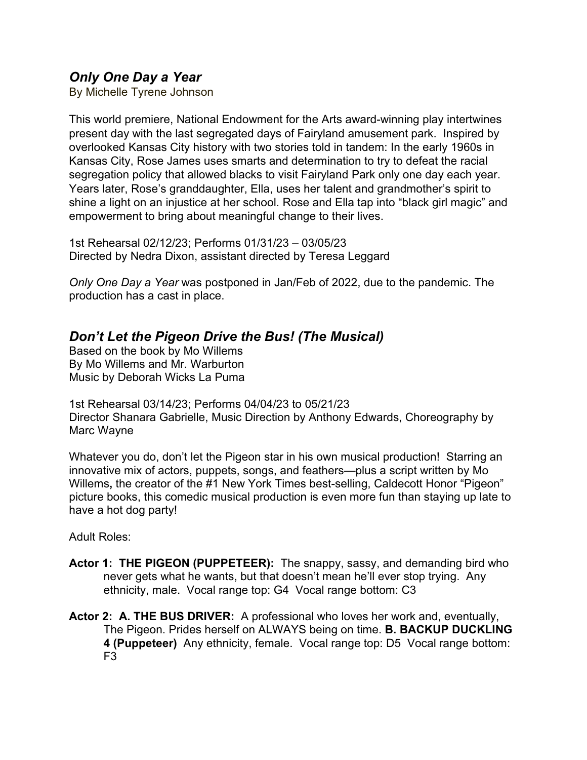## *Only One Day a Year*

By Michelle Tyrene Johnson

This world premiere, National Endowment for the Arts award-winning play intertwines present day with the last segregated days of Fairyland amusement park. Inspired by overlooked Kansas City history with two stories told in tandem: In the early 1960s in Kansas City, Rose James uses smarts and determination to try to defeat the racial segregation policy that allowed blacks to visit Fairyland Park only one day each year. Years later, Rose's granddaughter, Ella, uses her talent and grandmother's spirit to shine a light on an injustice at her school. Rose and Ella tap into "black girl magic" and empowerment to bring about meaningful change to their lives.

1st Rehearsal 02/12/23; Performs 01/31/23 – 03/05/23
Directed by Nedra Dixon, assistant directed by Teresa Leggard

*Only One Day a Year* was postponed in Jan/Feb of 2022, due to the pandemic. The production has a cast in place.

## *Don't Let the Pigeon Drive the Bus! (The Musical)*

Based on the book by Mo Willems
By Mo Willems and Mr. Warburton
Music by Deborah Wicks La Puma

1st Rehearsal 03/14/23; Performs 04/04/23 to 05/21/23
Director Shanara Gabrielle, Music Direction by Anthony Edwards, Choreography by Marc Wayne

Whatever you do, don't let the Pigeon star in his own musical production! Starring an innovative mix of actors, puppets, songs, and feathers—plus a script written by Mo Willems**,** the creator of the #1 New York Times best-selling, Caldecott Honor "Pigeon" picture books, this comedic musical production is even more fun than staying up late to have a hot dog party!

Adult Roles:

**Actor 1: THE PIGEON (PUPPETEER):** The snappy, sassy, and demanding bird who never gets what he wants, but that doesn't mean he'll ever stop trying. Any ethnicity, male. Vocal range top: G4 Vocal range bottom: C3

**Actor 2: A. THE BUS DRIVER:** A professional who loves her work and, eventually, The Pigeon. Prides herself on ALWAYS being on time. **B. BACKUP DUCKLING 4 (Puppeteer)** Any ethnicity, female. Vocal range top: D5 Vocal range bottom: F3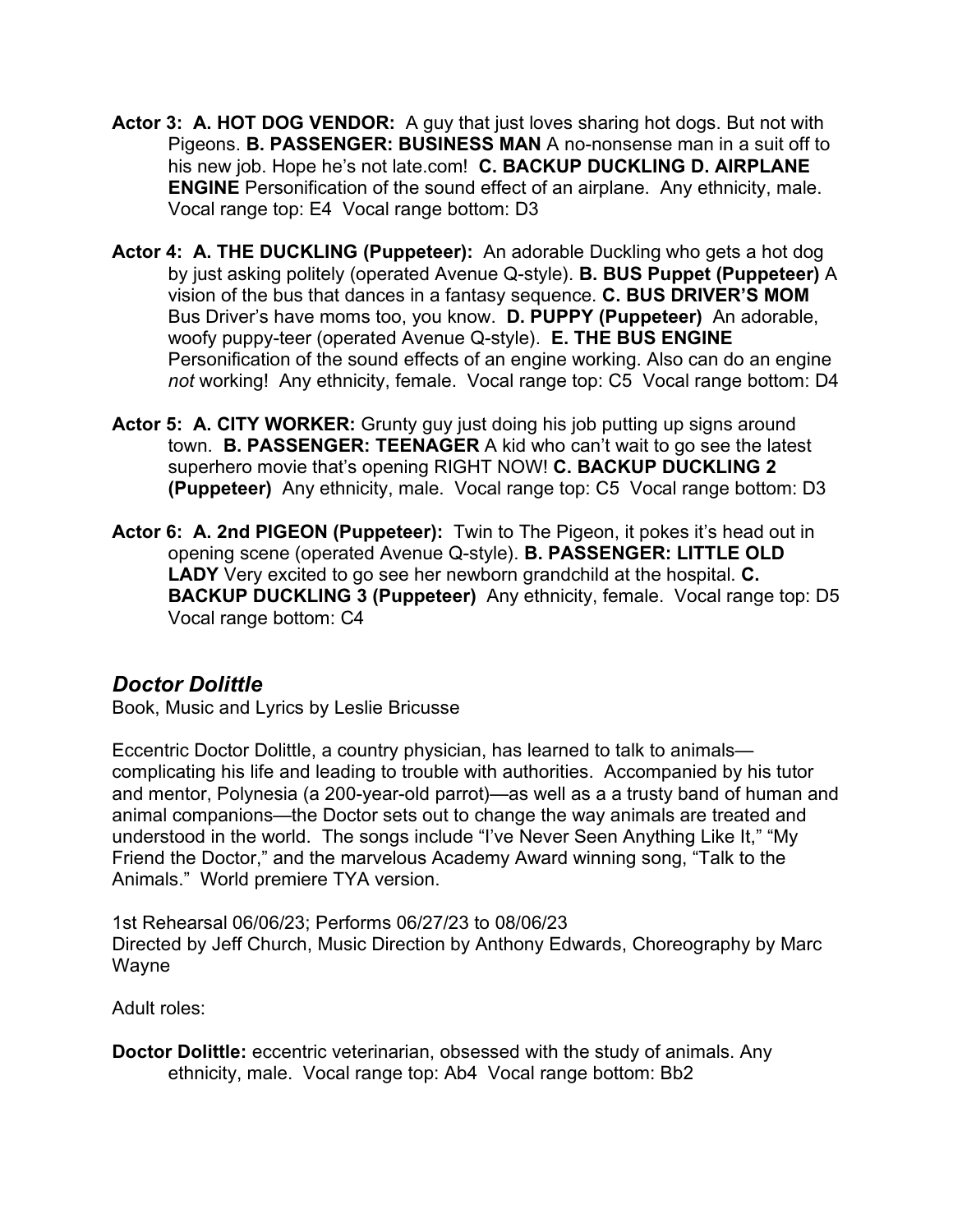**Actor 3: A. HOT DOG VENDOR:** A guy that just loves sharing hot dogs. But not with Pigeons. **B. PASSENGER: BUSINESS MAN** A no-nonsense man in a suit off to his new job. Hope he's not late.com! **C. BACKUP DUCKLING D. AIRPLANE ENGINE** Personification of the sound effect of an airplane. Any ethnicity, male. Vocal range top: E4 Vocal range bottom: D3

**Actor 4: A. THE DUCKLING (Puppeteer):** An adorable Duckling who gets a hot dog by just asking politely (operated Avenue Q-style). **B. BUS Puppet (Puppeteer)** A vision of the bus that dances in a fantasy sequence. **C. BUS DRIVER'S MOM** Bus Driver's have moms too, you know. **D. PUPPY (Puppeteer)** An adorable, woofy puppy-teer (operated Avenue Q-style). **E. THE BUS ENGINE** Personification of the sound effects of an engine working. Also can do an engine *not* working! Any ethnicity, female. Vocal range top: C5 Vocal range bottom: D4

**Actor 5: A. CITY WORKER:** Grunty guy just doing his job putting up signs around town. **B. PASSENGER: TEENAGER** A kid who can't wait to go see the latest superhero movie that's opening RIGHT NOW! **C. BACKUP DUCKLING 2 (Puppeteer)** Any ethnicity, male. Vocal range top: C5 Vocal range bottom: D3

**Actor 6: A. 2nd PIGEON (Puppeteer):** Twin to The Pigeon, it pokes it's head out in opening scene (operated Avenue Q-style). **B. PASSENGER: LITTLE OLD LADY** Very excited to go see her newborn grandchild at the hospital. **C. BACKUP DUCKLING 3 (Puppeteer)** Any ethnicity, female. Vocal range top: D5 Vocal range bottom: C4

## *Doctor Dolittle*

Book, Music and Lyrics by Leslie Bricusse

Eccentric Doctor Dolittle, a country physician, has learned to talk to animals—complicating his life and leading to trouble with authorities. Accompanied by his tutor and mentor, Polynesia (a 200-year-old parrot)—as well as a a trusty band of human and animal companions—the Doctor sets out to change the way animals are treated and understood in the world. The songs include "I've Never Seen Anything Like It," "My Friend the Doctor," and the marvelous Academy Award winning song, "Talk to the Animals." World premiere TYA version.

1st Rehearsal 06/06/23; Performs 06/27/23 to 08/06/23
Directed by Jeff Church, Music Direction by Anthony Edwards, Choreography by Marc Wayne

Adult roles:

**Doctor Dolittle:** eccentric veterinarian, obsessed with the study of animals. Any ethnicity, male. Vocal range top: Ab4 Vocal range bottom: Bb2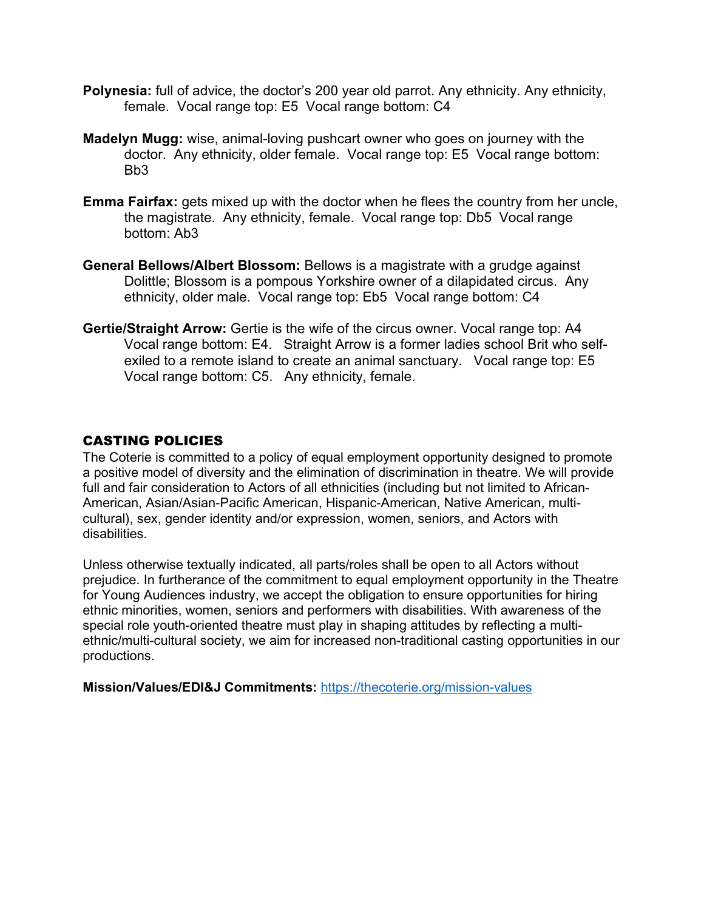**Polynesia:** full of advice, the doctor's 200 year old parrot. Any ethnicity. Any ethnicity, female. Vocal range top: E5 Vocal range bottom: C4

**Madelyn Mugg:** wise, animal-loving pushcart owner who goes on journey with the doctor. Any ethnicity, older female. Vocal range top: E5 Vocal range bottom: Bb3

**Emma Fairfax:** gets mixed up with the doctor when he flees the country from her uncle, the magistrate. Any ethnicity, female. Vocal range top: Db5 Vocal range bottom: Ab3

**General Bellows/Albert Blossom:** Bellows is a magistrate with a grudge against Dolittle; Blossom is a pompous Yorkshire owner of a dilapidated circus. Any ethnicity, older male. Vocal range top: Eb5 Vocal range bottom: C4

**Gertie/Straight Arrow:** Gertie is the wife of the circus owner. Vocal range top: A4 Vocal range bottom: E4. Straight Arrow is a former ladies school Brit who self-exiled to a remote island to create an animal sanctuary. Vocal range top: E5 Vocal range bottom: C5. Any ethnicity, female.

## CASTING POLICIES

The Coterie is committed to a policy of equal employment opportunity designed to promote a positive model of diversity and the elimination of discrimination in theatre. We will provide full and fair consideration to Actors of all ethnicities (including but not limited to African-American, Asian/Asian-Pacific American, Hispanic-American, Native American, multi-cultural), sex, gender identity and/or expression, women, seniors, and Actors with disabilities.

Unless otherwise textually indicated, all parts/roles shall be open to all Actors without prejudice. In furtherance of the commitment to equal employment opportunity in the Theatre for Young Audiences industry, we accept the obligation to ensure opportunities for hiring ethnic minorities, women, seniors and performers with disabilities. With awareness of the special role youth-oriented theatre must play in shaping attitudes by reflecting a multi-ethnic/multi-cultural society, we aim for increased non-traditional casting opportunities in our productions.

**Mission/Values/EDI&J Commitments:** https://thecoterie.org/mission-values